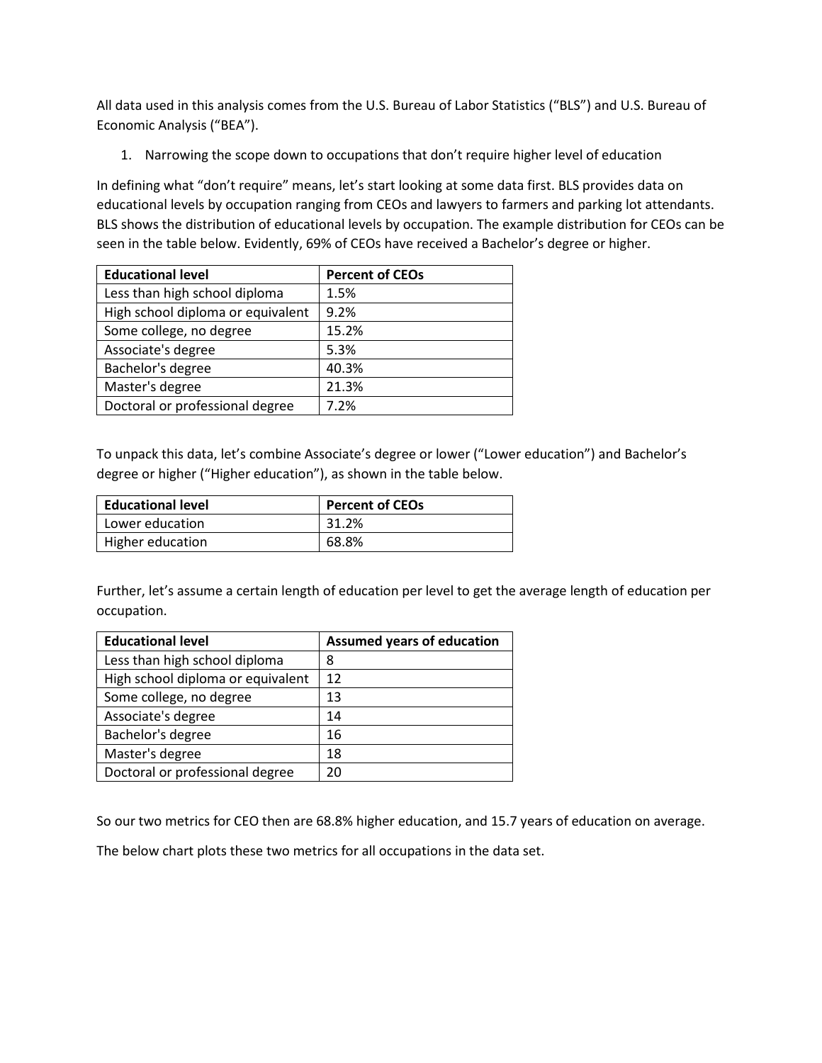All data used in this analysis comes from the U.S. Bureau of Labor Statistics ("BLS") and U.S. Bureau of Economic Analysis ("BEA").

1. Narrowing the scope down to occupations that don't require higher level of education

In defining what "don't require" means, let's start looking at some data first. BLS provides data on educational levels by occupation ranging from CEOs and lawyers to farmers and parking lot attendants. BLS shows the distribution of educational levels by occupation. The example distribution for CEOs can be seen in the table below. Evidently, 69% of CEOs have received a Bachelor's degree or higher.

| Educational level | Percent of CEOs |
| --- | --- |
| Less than high school diploma | 1.5% |
| High school diploma or equivalent | 9.2% |
| Some college, no degree | 15.2% |
| Associate's degree | 5.3% |
| Bachelor's degree | 40.3% |
| Master's degree | 21.3% |
| Doctoral or professional degree | 7.2% |

To unpack this data, let's combine Associate's degree or lower ("Lower education") and Bachelor's degree or higher ("Higher education"), as shown in the table below.

| Educational level | Percent of CEOs |
| --- | --- |
| Lower education | 31.2% |
| Higher education | 68.8% |

Further, let's assume a certain length of education per level to get the average length of education per occupation.

| Educational level | Assumed years of education |
| --- | --- |
| Less than high school diploma | 8 |
| High school diploma or equivalent | 12 |
| Some college, no degree | 13 |
| Associate's degree | 14 |
| Bachelor's degree | 16 |
| Master's degree | 18 |
| Doctoral or professional degree | 20 |

So our two metrics for CEO then are 68.8% higher education, and 15.7 years of education on average.

The below chart plots these two metrics for all occupations in the data set.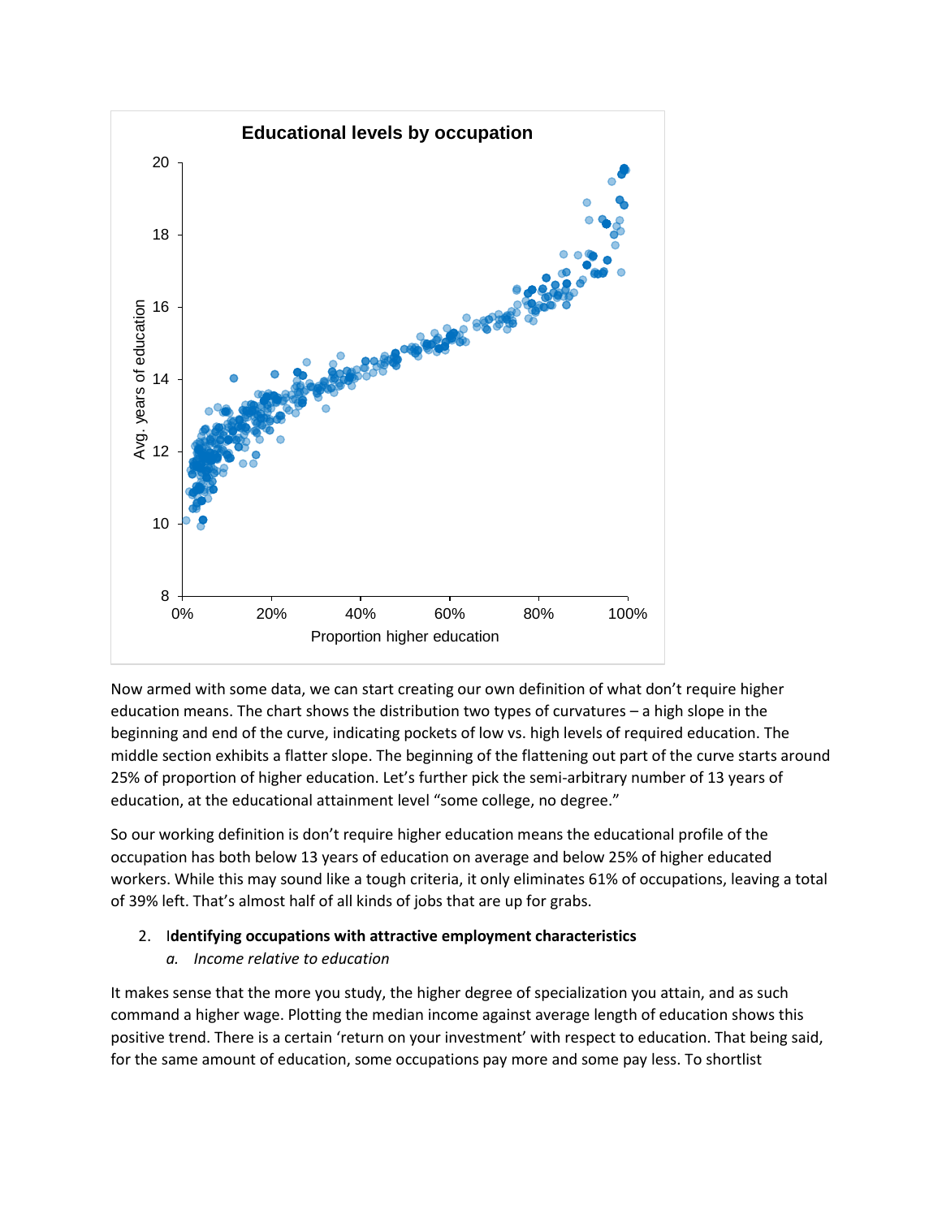Now armed with some data, we can start creating our own definition of what don't require higher education means. The chart shows the distribution two types of curvatures – a high slope in the beginning and end of the curve, indicating pockets of low vs. high levels of required education. The middle section exhibits a flatter slope. The beginning of the flattening out part of the curve starts around 25% of proportion of higher education. Let's further pick the semi-arbitrary number of 13 years of education, at the educational attainment level "some college, no degree."

So our working definition is don't require higher education means the educational profile of the occupation has both below 13 years of education on average and below 25% of higher educated workers. While this may sound like a tough criteria, it only eliminates 61% of occupations, leaving a total of 39% left. That's almost half of all kinds of jobs that are up for grabs.

2. **Identifying occupations with attractive employment characteristics**
   a. *Income relative to education*

It makes sense that the more you study, the higher degree of specialization you attain, and as such command a higher wage. Plotting the median income against average length of education shows this positive trend. There is a certain 'return on your investment' with respect to education. That being said, for the same amount of education, some occupations pay more and some pay less. To shortlist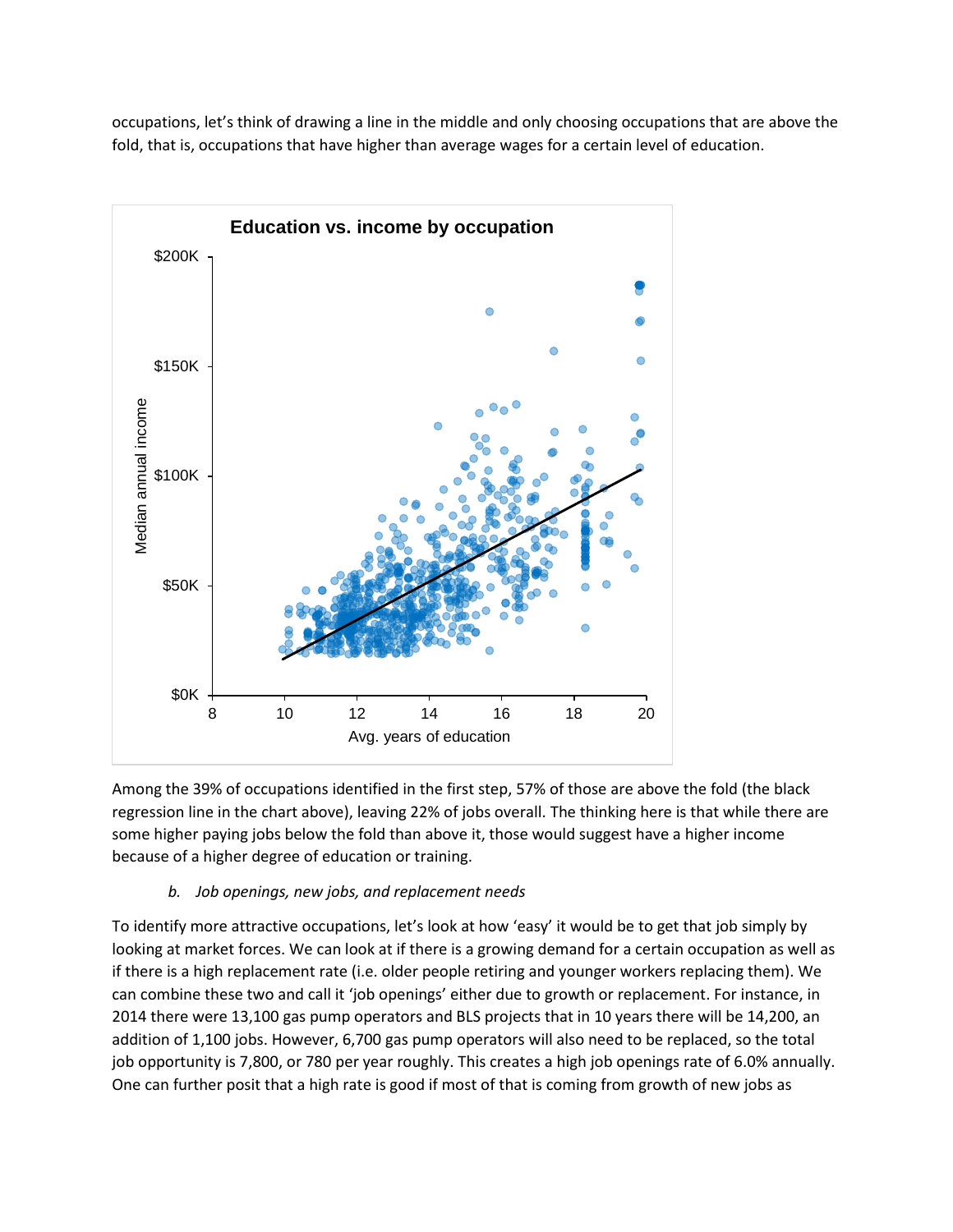occupations, let's think of drawing a line in the middle and only choosing occupations that are above the fold, that is, occupations that have higher than average wages for a certain level of education.

Among the 39% of occupations identified in the first step, 57% of those are above the fold (the black regression line in the chart above), leaving 22% of jobs overall. The thinking here is that while there are some higher paying jobs below the fold than above it, those would suggest have a higher income because of a higher degree of education or training.

*b. Job openings, new jobs, and replacement needs*

To identify more attractive occupations, let's look at how 'easy' it would be to get that job simply by looking at market forces. We can look at if there is a growing demand for a certain occupation as well as if there is a high replacement rate (i.e. older people retiring and younger workers replacing them). We can combine these two and call it 'job openings' either due to growth or replacement. For instance, in 2014 there were 13,100 gas pump operators and BLS projects that in 10 years there will be 14,200, an addition of 1,100 jobs. However, 6,700 gas pump operators will also need to be replaced, so the total job opportunity is 7,800, or 780 per year roughly. This creates a high job openings rate of 6.0% annually. One can further posit that a high rate is good if most of that is coming from growth of new jobs as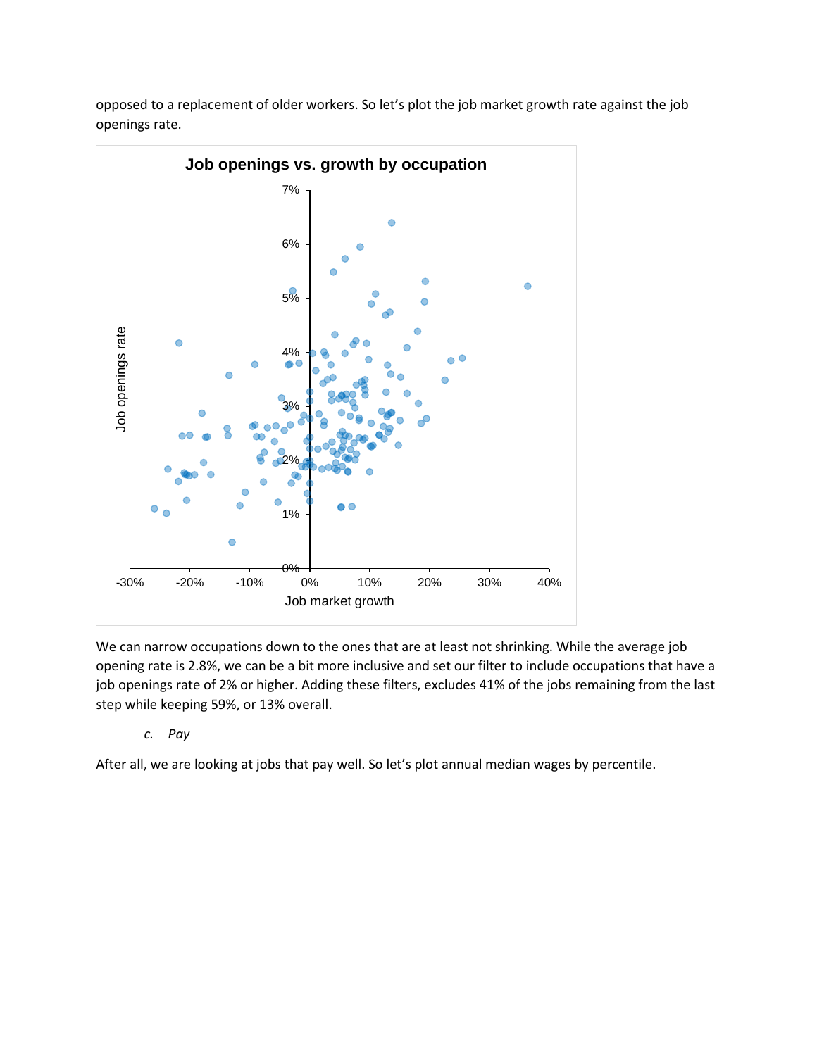opposed to a replacement of older workers. So let's plot the job market growth rate against the job openings rate.

We can narrow occupations down to the ones that are at least not shrinking. While the average job opening rate is 2.8%, we can be a bit more inclusive and set our filter to include occupations that have a job openings rate of 2% or higher. Adding these filters, excludes 41% of the jobs remaining from the last step while keeping 59%, or 13% overall.

*c. Pay*

After all, we are looking at jobs that pay well. So let's plot annual median wages by percentile.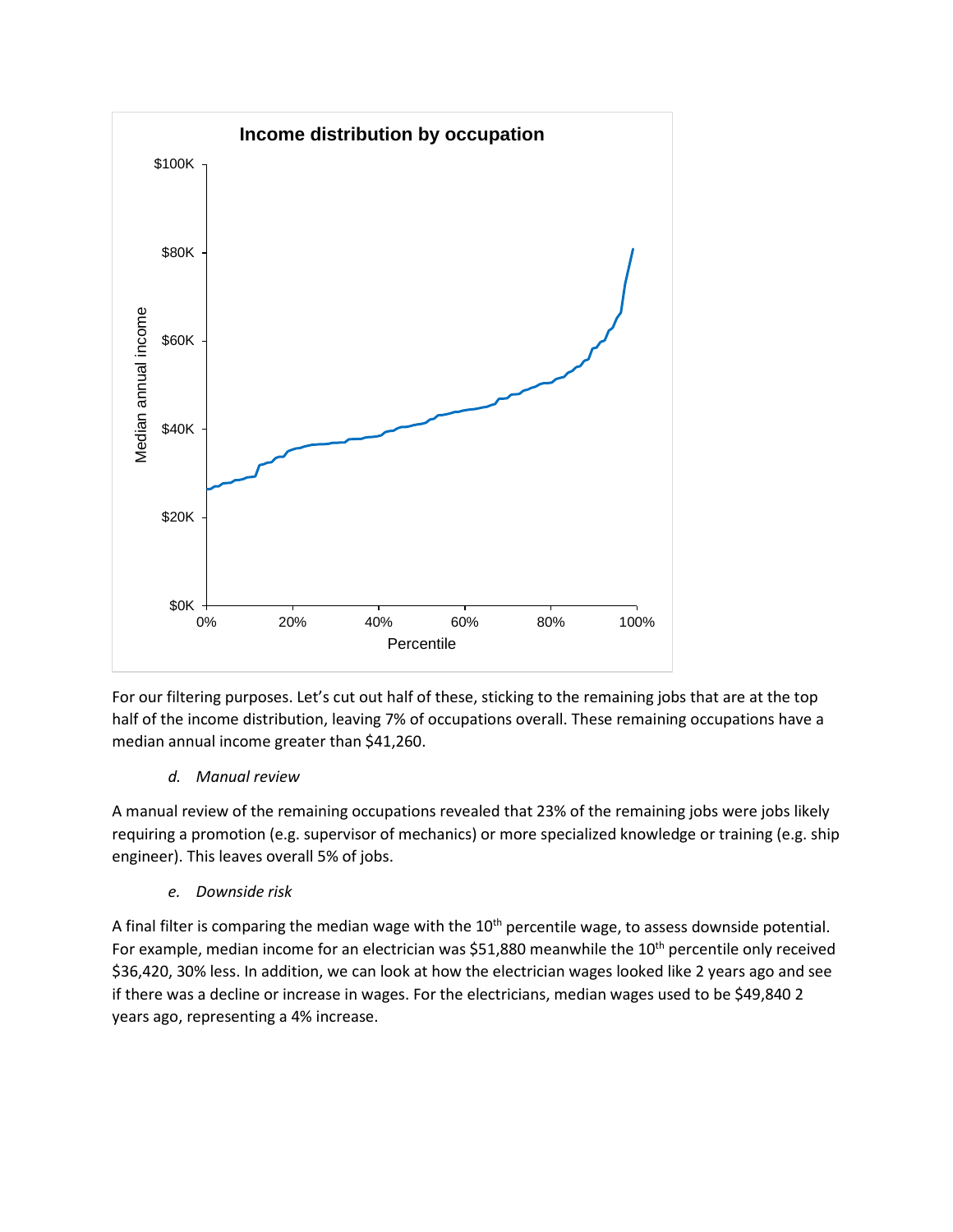For our filtering purposes. Let's cut out half of these, sticking to the remaining jobs that are at the top half of the income distribution, leaving 7% of occupations overall. These remaining occupations have a median annual income greater than $41,260.

### *d. Manual review*

A manual review of the remaining occupations revealed that 23% of the remaining jobs were jobs likely requiring a promotion (e.g. supervisor of mechanics) or more specialized knowledge or training (e.g. ship engineer). This leaves overall 5% of jobs.

### *e. Downside risk*

A final filter is comparing the median wage with the 10th percentile wage, to assess downside potential. For example, median income for an electrician was $51,880 meanwhile the 10th percentile only received $36,420, 30% less. In addition, we can look at how the electrician wages looked like 2 years ago and see if there was a decline or increase in wages. For the electricians, median wages used to be $49,840 2 years ago, representing a 4% increase.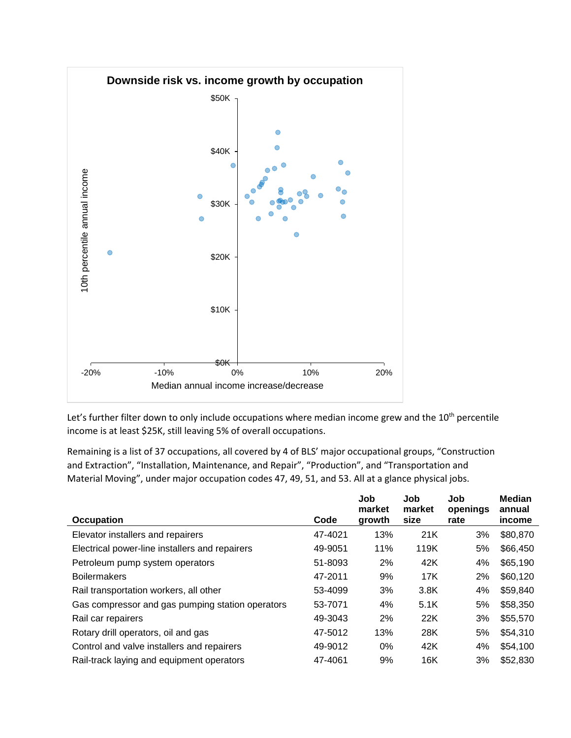**Downside risk vs. income growth by occupation**

10th percentile annual income

Median annual income increase/decrease

Let's further filter down to only include occupations where median income grew and the 10th percentile income is at least $25K, still leaving 5% of overall occupations.

Remaining is a list of 37 occupations, all covered by 4 of BLS' major occupational groups, "Construction and Extraction", "Installation, Maintenance, and Repair", "Production", and "Transportation and Material Moving", under major occupation codes 47, 49, 51, and 53. All at a glance physical jobs.

| Occupation | Code | Job market growth | Job market size | Job openings rate | Median annual income |
|---|---|---|---|---|---|
| Elevator installers and repairers | 47-4021 | 13% | 21K | 3% | $80,870 |
| Electrical power-line installers and repairers | 49-9051 | 11% | 119K | 5% | $66,450 |
| Petroleum pump system operators | 51-8093 | 2% | 42K | 4% | $65,190 |
| Boilermakers | 47-2011 | 9% | 17K | 2% | $60,120 |
| Rail transportation workers, all other | 53-4099 | 3% | 3.8K | 4% | $59,840 |
| Gas compressor and gas pumping station operators | 53-7071 | 4% | 5.1K | 5% | $58,350 |
| Rail car repairers | 49-3043 | 2% | 22K | 3% | $55,570 |
| Rotary drill operators, oil and gas | 47-5012 | 13% | 28K | 5% | $54,310 |
| Control and valve installers and repairers | 49-9012 | 0% | 42K | 4% | $54,100 |
| Rail-track laying and equipment operators | 47-4061 | 9% | 16K | 3% | $52,830 |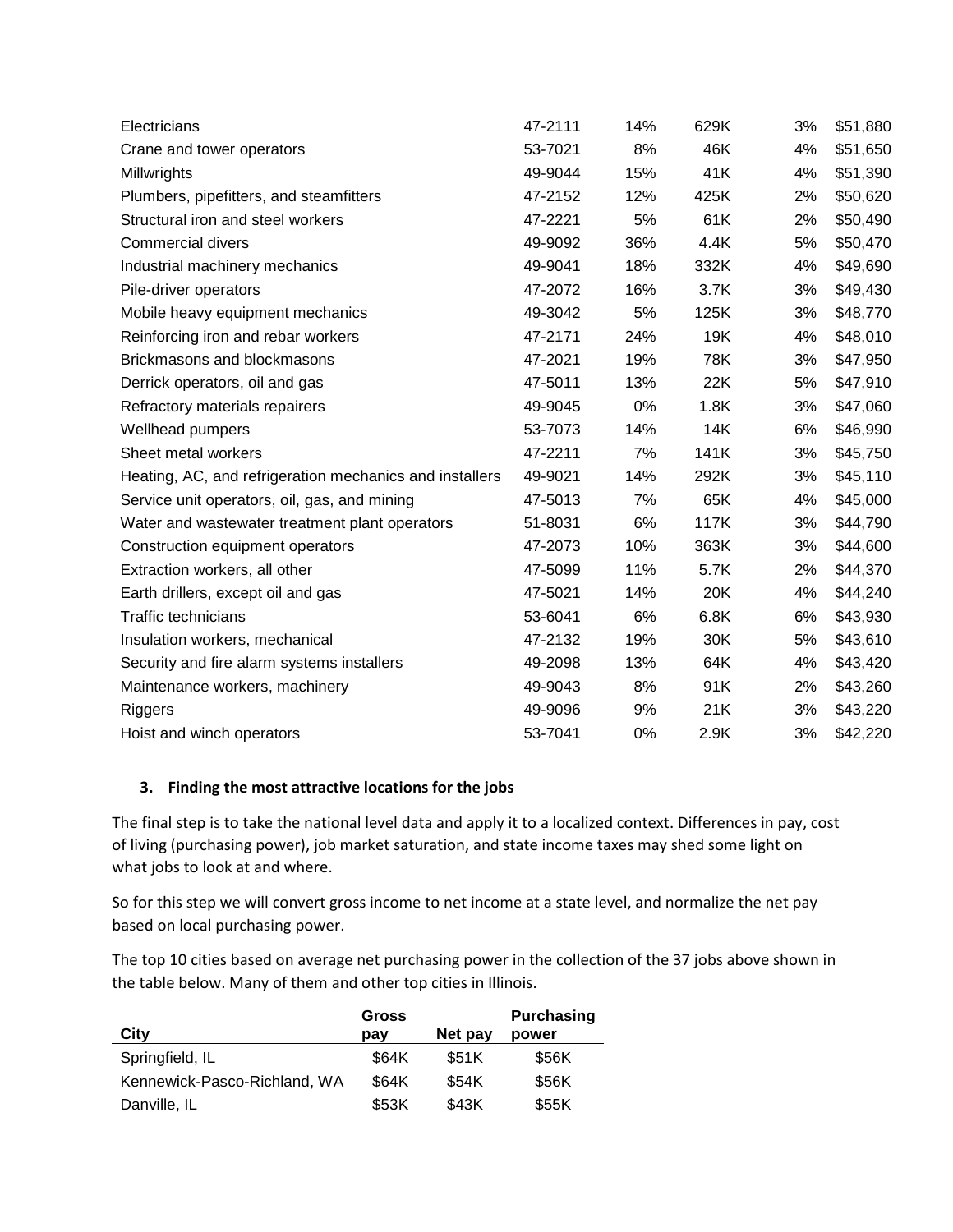| | | | | | |
|---|---|---|---|---|---|
| Electricians | 47-2111 | 14% | 629K | 3% | $51,880 |
| Crane and tower operators | 53-7021 | 8% | 46K | 4% | $51,650 |
| Millwrights | 49-9044 | 15% | 41K | 4% | $51,390 |
| Plumbers, pipefitters, and steamfitters | 47-2152 | 12% | 425K | 2% | $50,620 |
| Structural iron and steel workers | 47-2221 | 5% | 61K | 2% | $50,490 |
| Commercial divers | 49-9092 | 36% | 4.4K | 5% | $50,470 |
| Industrial machinery mechanics | 49-9041 | 18% | 332K | 4% | $49,690 |
| Pile-driver operators | 47-2072 | 16% | 3.7K | 3% | $49,430 |
| Mobile heavy equipment mechanics | 49-3042 | 5% | 125K | 3% | $48,770 |
| Reinforcing iron and rebar workers | 47-2171 | 24% | 19K | 4% | $48,010 |
| Brickmasons and blockmasons | 47-2021 | 19% | 78K | 3% | $47,950 |
| Derrick operators, oil and gas | 47-5011 | 13% | 22K | 5% | $47,910 |
| Refractory materials repairers | 49-9045 | 0% | 1.8K | 3% | $47,060 |
| Wellhead pumpers | 53-7073 | 14% | 14K | 6% | $46,990 |
| Sheet metal workers | 47-2211 | 7% | 141K | 3% | $45,750 |
| Heating, AC, and refrigeration mechanics and installers | 49-9021 | 14% | 292K | 3% | $45,110 |
| Service unit operators, oil, gas, and mining | 47-5013 | 7% | 65K | 4% | $45,000 |
| Water and wastewater treatment plant operators | 51-8031 | 6% | 117K | 3% | $44,790 |
| Construction equipment operators | 47-2073 | 10% | 363K | 3% | $44,600 |
| Extraction workers, all other | 47-5099 | 11% | 5.7K | 2% | $44,370 |
| Earth drillers, except oil and gas | 47-5021 | 14% | 20K | 4% | $44,240 |
| Traffic technicians | 53-6041 | 6% | 6.8K | 6% | $43,930 |
| Insulation workers, mechanical | 47-2132 | 19% | 30K | 5% | $43,610 |
| Security and fire alarm systems installers | 49-2098 | 13% | 64K | 4% | $43,420 |
| Maintenance workers, machinery | 49-9043 | 8% | 91K | 2% | $43,260 |
| Riggers | 49-9096 | 9% | 21K | 3% | $43,220 |
| Hoist and winch operators | 53-7041 | 0% | 2.9K | 3% | $42,220 |

### 3. Finding the most attractive locations for the jobs

The final step is to take the national level data and apply it to a localized context. Differences in pay, cost of living (purchasing power), job market saturation, and state income taxes may shed some light on what jobs to look at and where.

So for this step we will convert gross income to net income at a state level, and normalize the net pay based on local purchasing power.

The top 10 cities based on average net purchasing power in the collection of the 37 jobs above shown in the table below. Many of them and other top cities in Illinois.

| City | Gross pay | Net pay | Purchasing power |
|---|---|---|---|
| Springfield, IL | $64K | $51K | $56K |
| Kennewick-Pasco-Richland, WA | $64K | $54K | $56K |
| Danville, IL | $53K | $43K | $55K |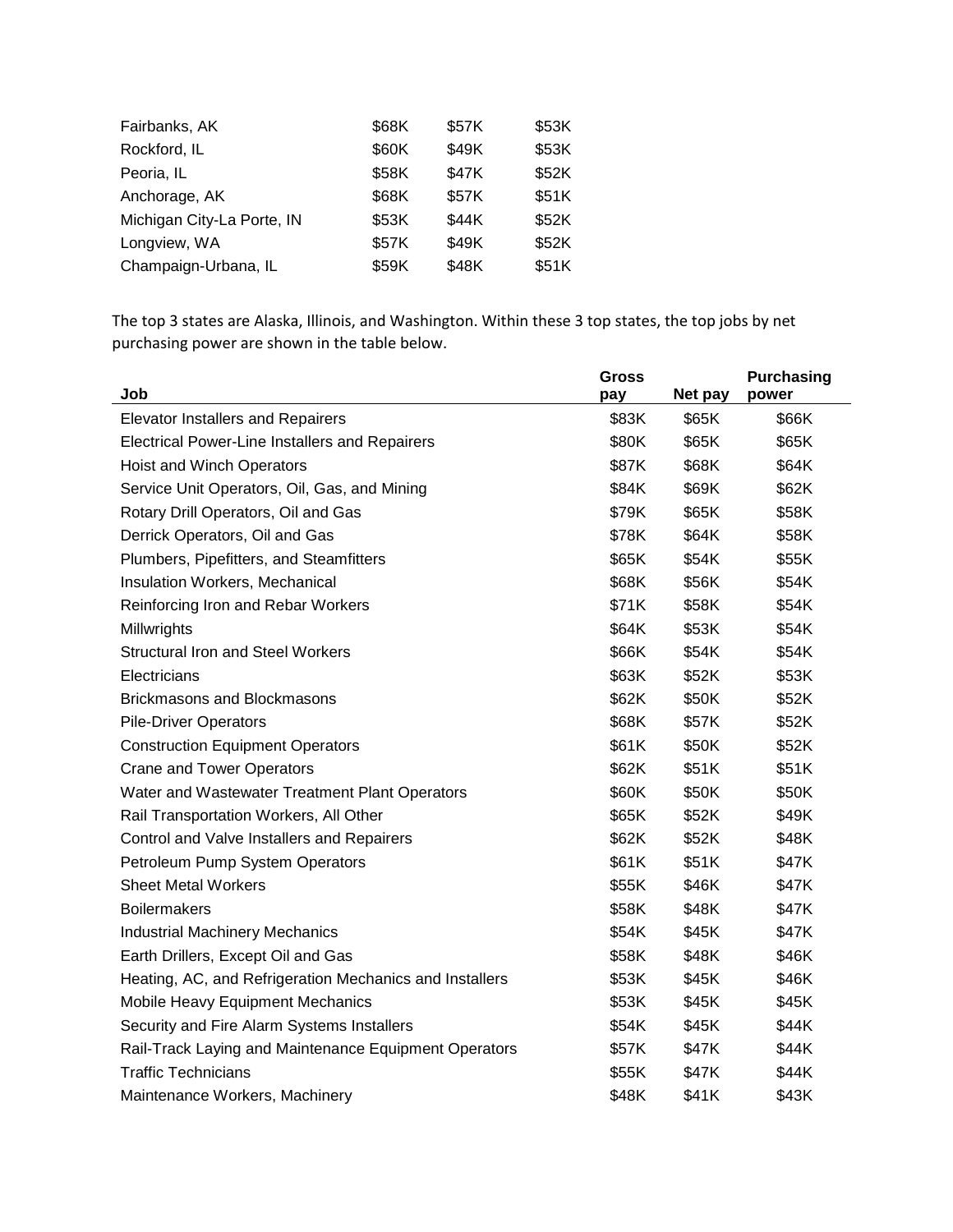| | | | |
|---|---|---|---|
| Fairbanks, AK | $68K | $57K | $53K |
| Rockford, IL | $60K | $49K | $53K |
| Peoria, IL | $58K | $47K | $52K |
| Anchorage, AK | $68K | $57K | $51K |
| Michigan City-La Porte, IN | $53K | $44K | $52K |
| Longview, WA | $57K | $49K | $52K |
| Champaign-Urbana, IL | $59K | $48K | $51K |

The top 3 states are Alaska, Illinois, and Washington. Within these 3 top states, the top jobs by net purchasing power are shown in the table below.

| Job | Gross pay | Net pay | Purchasing power |
|---|---|---|---|
| Elevator Installers and Repairers | $83K | $65K | $66K |
| Electrical Power-Line Installers and Repairers | $80K | $65K | $65K |
| Hoist and Winch Operators | $87K | $68K | $64K |
| Service Unit Operators, Oil, Gas, and Mining | $84K | $69K | $62K |
| Rotary Drill Operators, Oil and Gas | $79K | $65K | $58K |
| Derrick Operators, Oil and Gas | $78K | $64K | $58K |
| Plumbers, Pipefitters, and Steamfitters | $65K | $54K | $55K |
| Insulation Workers, Mechanical | $68K | $56K | $54K |
| Reinforcing Iron and Rebar Workers | $71K | $58K | $54K |
| Millwrights | $64K | $53K | $54K |
| Structural Iron and Steel Workers | $66K | $54K | $54K |
| Electricians | $63K | $52K | $53K |
| Brickmasons and Blockmasons | $62K | $50K | $52K |
| Pile-Driver Operators | $68K | $57K | $52K |
| Construction Equipment Operators | $61K | $50K | $52K |
| Crane and Tower Operators | $62K | $51K | $51K |
| Water and Wastewater Treatment Plant Operators | $60K | $50K | $50K |
| Rail Transportation Workers, All Other | $65K | $52K | $49K |
| Control and Valve Installers and Repairers | $62K | $52K | $48K |
| Petroleum Pump System Operators | $61K | $51K | $47K |
| Sheet Metal Workers | $55K | $46K | $47K |
| Boilermakers | $58K | $48K | $47K |
| Industrial Machinery Mechanics | $54K | $45K | $47K |
| Earth Drillers, Except Oil and Gas | $58K | $48K | $46K |
| Heating, AC, and Refrigeration Mechanics and Installers | $53K | $45K | $46K |
| Mobile Heavy Equipment Mechanics | $53K | $45K | $45K |
| Security and Fire Alarm Systems Installers | $54K | $45K | $44K |
| Rail-Track Laying and Maintenance Equipment Operators | $57K | $47K | $44K |
| Traffic Technicians | $55K | $47K | $44K |
| Maintenance Workers, Machinery | $48K | $41K | $43K |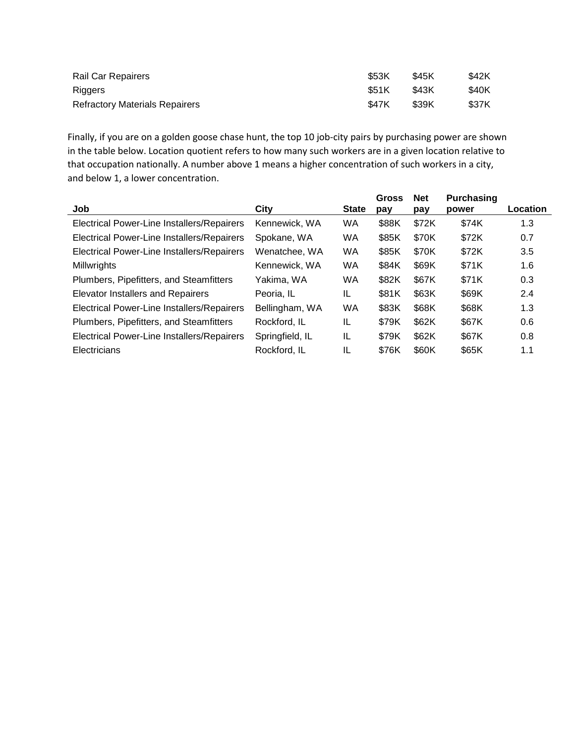| | | | |
|---|---|---|---|
| Rail Car Repairers | $53K | $45K | $42K |
| Riggers | $51K | $43K | $40K |
| Refractory Materials Repairers | $47K | $39K | $37K |

Finally, if you are on a golden goose chase hunt, the top 10 job-city pairs by purchasing power are shown in the table below. Location quotient refers to how many such workers are in a given location relative to that occupation nationally. A number above 1 means a higher concentration of such workers in a city, and below 1, a lower concentration.

| Job | City | State | Gross pay | Net pay | Purchasing power | Location |
|---|---|---|---|---|---|---|
| Electrical Power-Line Installers/Repairers | Kennewick, WA | WA | $88K | $72K | $74K | 1.3 |
| Electrical Power-Line Installers/Repairers | Spokane, WA | WA | $85K | $70K | $72K | 0.7 |
| Electrical Power-Line Installers/Repairers | Wenatchee, WA | WA | $85K | $70K | $72K | 3.5 |
| Millwrights | Kennewick, WA | WA | $84K | $69K | $71K | 1.6 |
| Plumbers, Pipefitters, and Steamfitters | Yakima, WA | WA | $82K | $67K | $71K | 0.3 |
| Elevator Installers and Repairers | Peoria, IL | IL | $81K | $63K | $69K | 2.4 |
| Electrical Power-Line Installers/Repairers | Bellingham, WA | WA | $83K | $68K | $68K | 1.3 |
| Plumbers, Pipefitters, and Steamfitters | Rockford, IL | IL | $79K | $62K | $67K | 0.6 |
| Electrical Power-Line Installers/Repairers | Springfield, IL | IL | $79K | $62K | $67K | 0.8 |
| Electricians | Rockford, IL | IL | $76K | $60K | $65K | 1.1 |